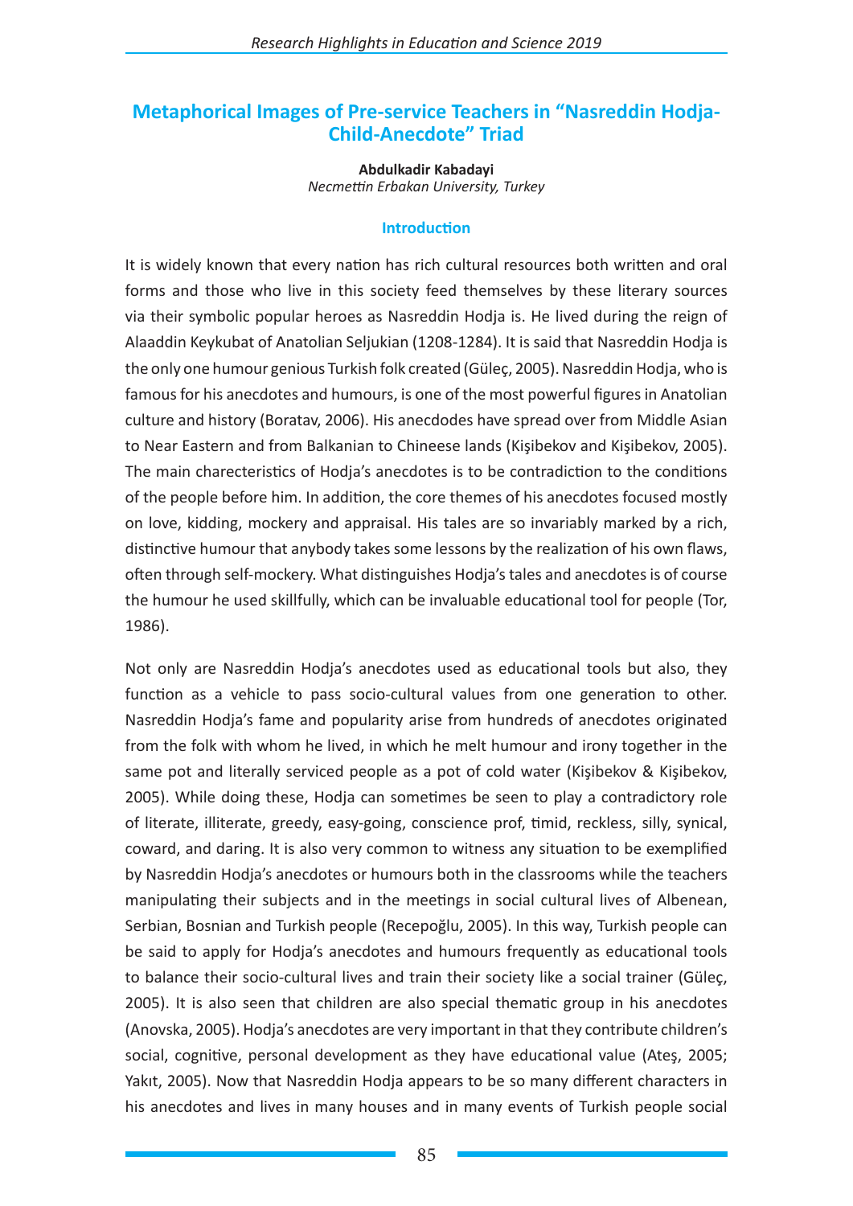# Metaphorical Images of Pre-service Teachers in "Nasreddin Hodja-Child-Anecdote" Triad

**Abdulkadir Kabadayi**
*Necmettin Erbakan University, Turkey*

## Introduction

It is widely known that every nation has rich cultural resources both written and oral forms and those who live in this society feed themselves by these literary sources via their symbolic popular heroes as Nasreddin Hodja is. He lived during the reign of Alaaddin Keykubat of Anatolian Seljukian (1208-1284). It is said that Nasreddin Hodja is the only one humour genious Turkish folk created (Güleç, 2005). Nasreddin Hodja, who is famous for his anecdotes and humours, is one of the most powerful figures in Anatolian culture and history (Boratav, 2006). His anecdodes have spread over from Middle Asian to Near Eastern and from Balkanian to Chineese lands (Kişibekov and Kişibekov, 2005). The main charecteristics of Hodja's anecdotes is to be contradiction to the conditions of the people before him. In addition, the core themes of his anecdotes focused mostly on love, kidding, mockery and appraisal. His tales are so invariably marked by a rich, distinctive humour that anybody takes some lessons by the realization of his own flaws, often through self-mockery. What distinguishes Hodja's tales and anecdotes is of course the humour he used skillfully, which can be invaluable educational tool for people (Tor, 1986).

Not only are Nasreddin Hodja's anecdotes used as educational tools but also, they function as a vehicle to pass socio-cultural values from one generation to other. Nasreddin Hodja's fame and popularity arise from hundreds of anecdotes originated from the folk with whom he lived, in which he melt humour and irony together in the same pot and literally serviced people as a pot of cold water (Kişibekov & Kişibekov, 2005). While doing these, Hodja can sometimes be seen to play a contradictory role of literate, illiterate, greedy, easy-going, conscience prof, timid, reckless, silly, synical, coward, and daring. It is also very common to witness any situation to be exemplified by Nasreddin Hodja's anecdotes or humours both in the classrooms while the teachers manipulating their subjects and in the meetings in social cultural lives of Albenean, Serbian, Bosnian and Turkish people (Recepoğlu, 2005). In this way, Turkish people can be said to apply for Hodja's anecdotes and humours frequently as educational tools to balance their socio-cultural lives and train their society like a social trainer (Güleç, 2005). It is also seen that children are also special thematic group in his anecdotes (Anovska, 2005). Hodja's anecdotes are very important in that they contribute children's social, cognitive, personal development as they have educational value (Ateş, 2005; Yakıt, 2005). Now that Nasreddin Hodja appears to be so many different characters in his anecdotes and lives in many houses and in many events of Turkish people social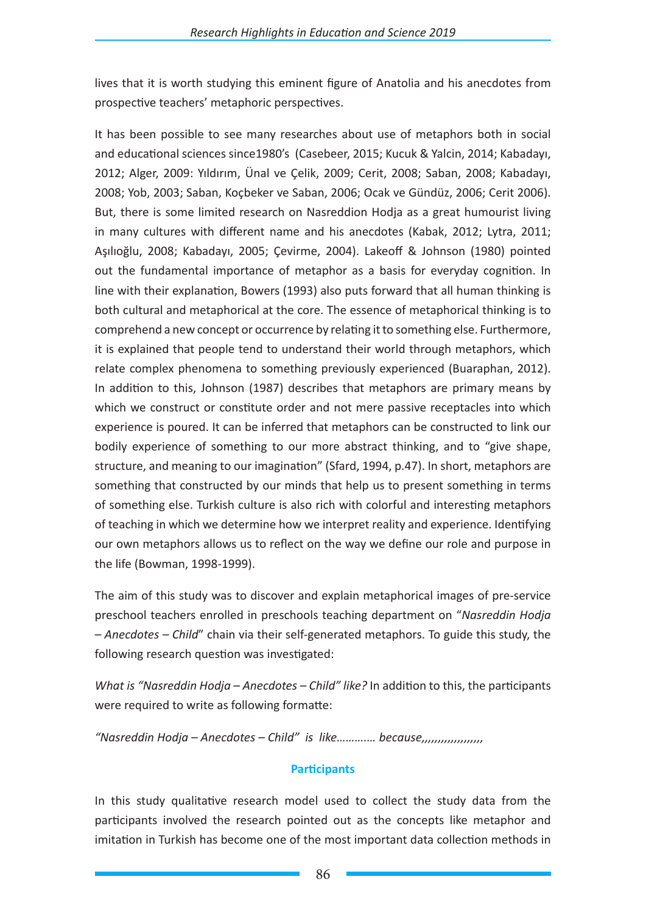lives that it is worth studying this eminent figure of Anatolia and his anecdotes from prospective teachers' metaphoric perspectives.

It has been possible to see many researches about use of metaphors both in social and educational sciences since1980's (Casebeer, 2015; Kucuk & Yalcin, 2014; Kabadayı, 2012; Alger, 2009: Yıldırım, Ünal ve Çelik, 2009; Cerit, 2008; Saban, 2008; Kabadayı, 2008; Yob, 2003; Saban, Koçbeker ve Saban, 2006; Ocak ve Gündüz, 2006; Cerit 2006). But, there is some limited research on Nasreddion Hodja as a great humourist living in many cultures with different name and his anecdotes (Kabak, 2012; Lytra, 2011; Aşılıoğlu, 2008; Kabadayı, 2005; Çevirme, 2004). Lakeoff & Johnson (1980) pointed out the fundamental importance of metaphor as a basis for everyday cognition. In line with their explanation, Bowers (1993) also puts forward that all human thinking is both cultural and metaphorical at the core. The essence of metaphorical thinking is to comprehend a new concept or occurrence by relating it to something else. Furthermore, it is explained that people tend to understand their world through metaphors, which relate complex phenomena to something previously experienced (Buaraphan, 2012). In addition to this, Johnson (1987) describes that metaphors are primary means by which we construct or constitute order and not mere passive receptacles into which experience is poured. It can be inferred that metaphors can be constructed to link our bodily experience of something to our more abstract thinking, and to "give shape, structure, and meaning to our imagination" (Sfard, 1994, p.47). In short, metaphors are something that constructed by our minds that help us to present something in terms of something else. Turkish culture is also rich with colorful and interesting metaphors of teaching in which we determine how we interpret reality and experience. Identifying our own metaphors allows us to reflect on the way we define our role and purpose in the life (Bowman, 1998-1999).

The aim of this study was to discover and explain metaphorical images of pre-service preschool teachers enrolled in preschools teaching department on "*Nasreddin Hodja – Anecdotes – Child*" chain via their self-generated metaphors. To guide this study, the following research question was investigated:

*What is "Nasreddin Hodja – Anecdotes – Child" like?* In addition to this, the participants were required to write as following formatte:

*"Nasreddin Hodja – Anecdotes – Child" is like…………. because,,,,,,,,,,,,,,,,,,,,*

## Participants

In this study qualitative research model used to collect the study data from the participants involved the research pointed out as the concepts like metaphor and imitation in Turkish has become one of the most important data collection methods in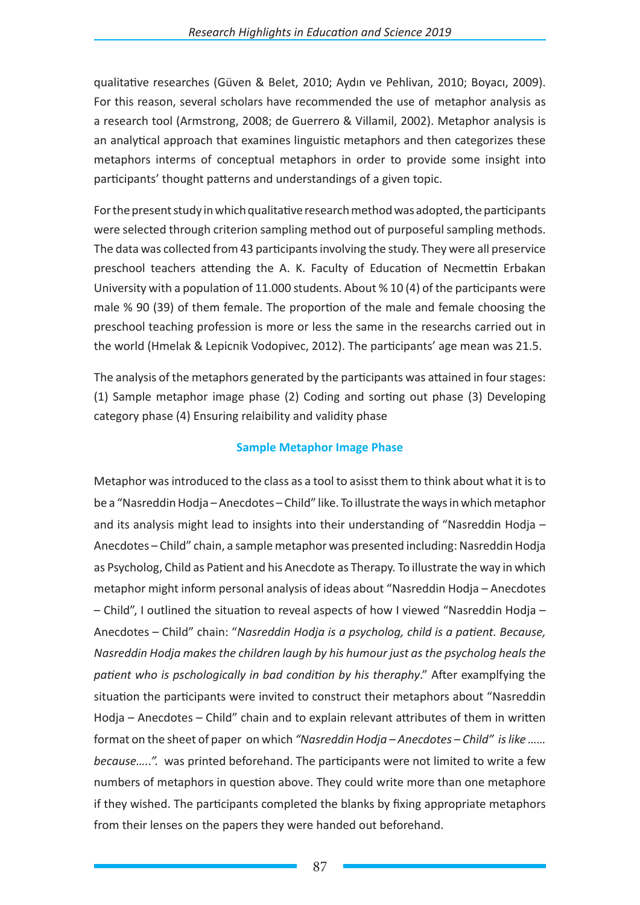qualitative researches (Güven & Belet, 2010; Aydın ve Pehlivan, 2010; Boyacı, 2009). For this reason, several scholars have recommended the use of metaphor analysis as a research tool (Armstrong, 2008; de Guerrero & Villamil, 2002). Metaphor analysis is an analytical approach that examines linguistic metaphors and then categorizes these metaphors interms of conceptual metaphors in order to provide some insight into participants' thought patterns and understandings of a given topic.

For the present study in which qualitative research method was adopted, the participants were selected through criterion sampling method out of purposeful sampling methods. The data was collected from 43 participants involving the study. They were all preservice preschool teachers attending the A. K. Faculty of Education of Necmettin Erbakan University with a population of 11.000 students. About % 10 (4) of the participants were male % 90 (39) of them female. The proportion of the male and female choosing the preschool teaching profession is more or less the same in the researchs carried out in the world (Hmelak & Lepicnik Vodopivec, 2012). The participants' age mean was 21.5.

The analysis of the metaphors generated by the participants was attained in four stages: (1) Sample metaphor image phase (2) Coding and sorting out phase (3) Developing category phase (4) Ensuring relaibility and validity phase

### Sample Metaphor Image Phase

Metaphor was introduced to the class as a tool to asisst them to think about what it is to be a "Nasreddin Hodja – Anecdotes – Child" like. To illustrate the ways in which metaphor and its analysis might lead to insights into their understanding of "Nasreddin Hodja – Anecdotes – Child" chain, a sample metaphor was presented including: Nasreddin Hodja as Psycholog, Child as Patient and his Anecdote as Therapy. To illustrate the way in which metaphor might inform personal analysis of ideas about "Nasreddin Hodja – Anecdotes – Child", I outlined the situation to reveal aspects of how I viewed "Nasreddin Hodja – Anecdotes – Child" chain: "*Nasreddin Hodja is a psycholog, child is a patient. Because, Nasreddin Hodja makes the children laugh by his humour just as the psycholog heals the patient who is pschologically in bad condition by his theraphy*." After examplfying the situation the participants were invited to construct their metaphors about "Nasreddin Hodja – Anecdotes – Child" chain and to explain relevant attributes of them in written format on the sheet of paper on which *"Nasreddin Hodja – Anecdotes – Child" is like …… because…..".* was printed beforehand. The participants were not limited to write a few numbers of metaphors in question above. They could write more than one metaphore if they wished. The participants completed the blanks by fixing appropriate metaphors from their lenses on the papers they were handed out beforehand.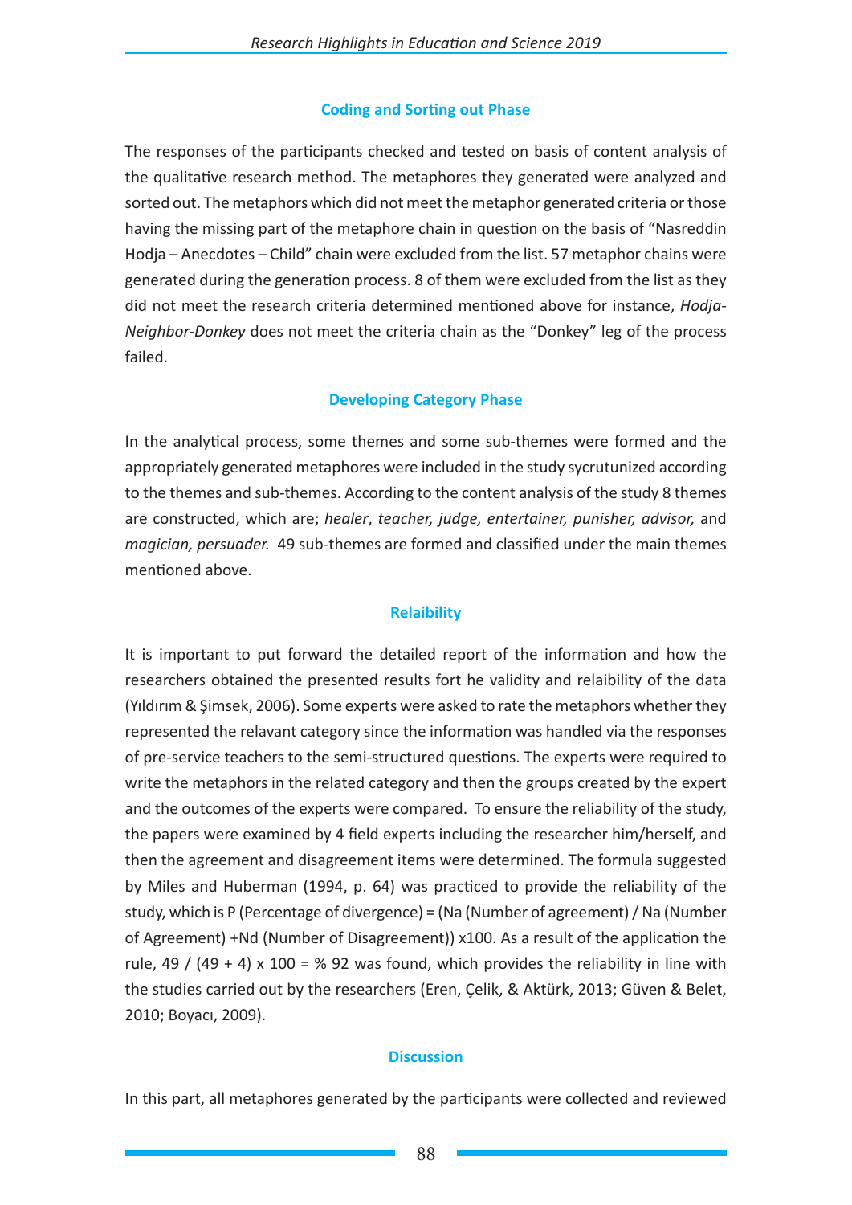### Coding and Sorting out Phase

The responses of the participants checked and tested on basis of content analysis of the qualitative research method. The metaphores they generated were analyzed and sorted out. The metaphors which did not meet the metaphor generated criteria or those having the missing part of the metaphore chain in question on the basis of "Nasreddin Hodja – Anecdotes – Child" chain were excluded from the list. 57 metaphor chains were generated during the generation process. 8 of them were excluded from the list as they did not meet the research criteria determined mentioned above for instance, *Hodja-Neighbor-Donkey* does not meet the criteria chain as the "Donkey" leg of the process failed.

### Developing Category Phase

In the analytical process, some themes and some sub-themes were formed and the appropriately generated metaphores were included in the study sycrutunized according to the themes and sub-themes. According to the content analysis of the study 8 themes are constructed, which are; *healer*, *teacher, judge, entertainer, punisher, advisor,* and *magician, persuader.* 49 sub-themes are formed and classified under the main themes mentioned above.

### Relaibility

It is important to put forward the detailed report of the information and how the researchers obtained the presented results fort he validity and relaibility of the data (Yıldırım & Şimsek, 2006). Some experts were asked to rate the metaphors whether they represented the relavant category since the information was handled via the responses of pre-service teachers to the semi-structured questions. The experts were required to write the metaphors in the related category and then the groups created by the expert and the outcomes of the experts were compared. To ensure the reliability of the study, the papers were examined by 4 field experts including the researcher him/herself, and then the agreement and disagreement items were determined. The formula suggested by Miles and Huberman (1994, p. 64) was practiced to provide the reliability of the study, which is P (Percentage of divergence) = (Na (Number of agreement) / Na (Number of Agreement) +Nd (Number of Disagreement)) x100. As a result of the application the rule, 49 / (49 + 4) x 100 = % 92 was found, which provides the reliability in line with the studies carried out by the researchers (Eren, Çelik, & Aktürk, 2013; Güven & Belet, 2010; Boyacı, 2009).

### Discussion

In this part, all metaphores generated by the participants were collected and reviewed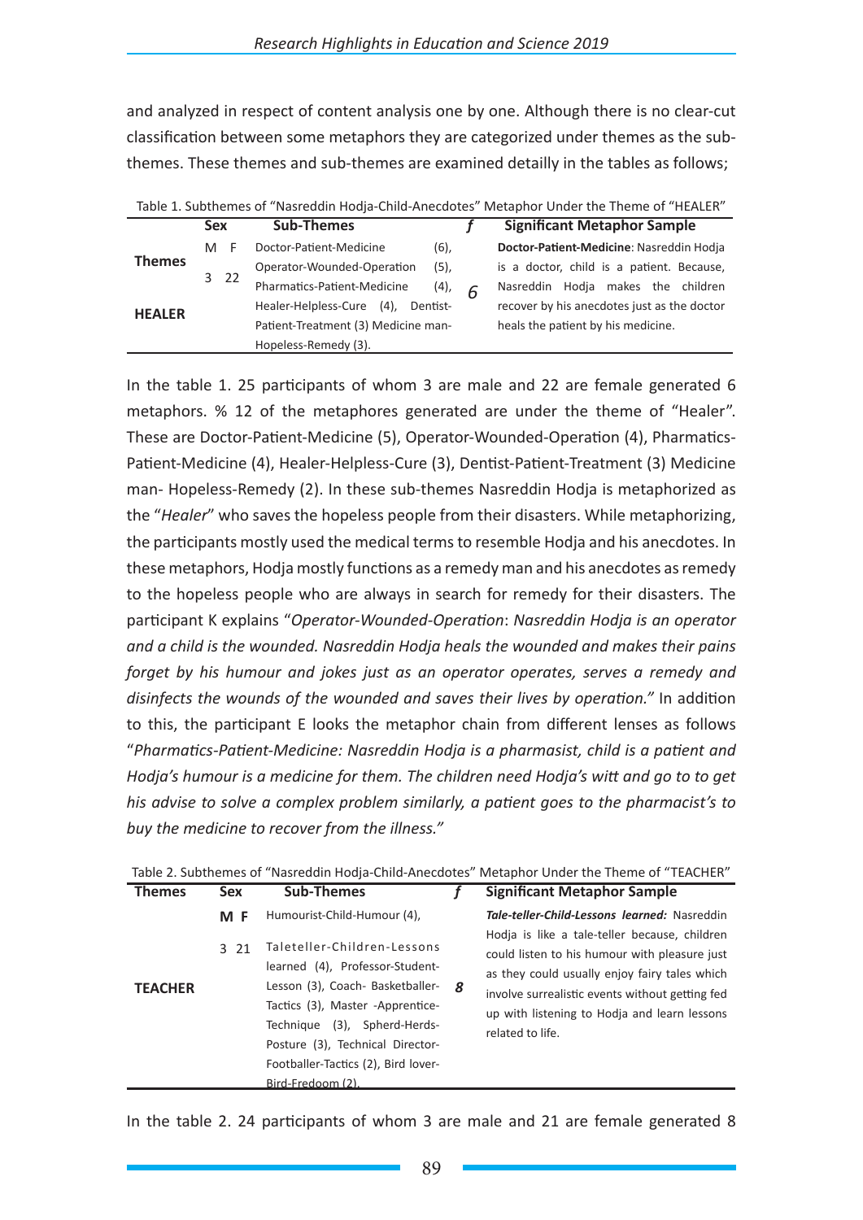and analyzed in respect of content analysis one by one. Although there is no clear-cut classification between some metaphors they are categorized under themes as the sub-themes. These themes and sub-themes are examined detailly in the tables as follows;

Table 1. Subthemes of "Nasreddin Hodja-Child-Anecdotes" Metaphor Under the Theme of "HEALER"

| Themes | Sex | Sub-Themes | f | Significant Metaphor Sample |
|---|---|---|---|---|
| | M F | | | |
| HEALER | 3 22 | Doctor-Patient-Medicine (6), Operator-Wounded-Operation (5), Pharmatics-Patient-Medicine (4), Healer-Helpless-Cure (4), Dentist-Patient-Treatment (3) Medicine man-Hopeless-Remedy (3). | 6 | **Doctor-Patient-Medicine**: Nasreddin Hodja is a doctor, child is a patient. Because, Nasreddin Hodja makes the children recover by his anecdotes just as the doctor heals the patient by his medicine. |

In the table 1. 25 participants of whom 3 are male and 22 are female generated 6 metaphors. % 12 of the metaphores generated are under the theme of "Healer". These are Doctor-Patient-Medicine (5), Operator-Wounded-Operation (4), Pharmatics-Patient-Medicine (4), Healer-Helpless-Cure (3), Dentist-Patient-Treatment (3) Medicine man- Hopeless-Remedy (2). In these sub-themes Nasreddin Hodja is metaphorized as the "*Healer*" who saves the hopeless people from their disasters. While metaphorizing, the participants mostly used the medical terms to resemble Hodja and his anecdotes. In these metaphors, Hodja mostly functions as a remedy man and his anecdotes as remedy to the hopeless people who are always in search for remedy for their disasters. The participant K explains "*Operator-Wounded-Operation*: *Nasreddin Hodja is an operator and a child is the wounded. Nasreddin Hodja heals the wounded and makes their pains forget by his humour and jokes just as an operator operates, serves a remedy and disinfects the wounds of the wounded and saves their lives by operation."* In addition to this, the participant E looks the metaphor chain from different lenses as follows "*Pharmatics-Patient-Medicine: Nasreddin Hodja is a pharmasist, child is a patient and Hodja's humour is a medicine for them. The children need Hodja's witt and go to to get his advise to solve a complex problem similarly, a patient goes to the pharmacist's to buy the medicine to recover from the illness."*

Table 2. Subthemes of "Nasreddin Hodja-Child-Anecdotes" Metaphor Under the Theme of "TEACHER"

| Themes | Sex | Sub-Themes | f | Significant Metaphor Sample |
|---|---|---|---|---|
| | **M F** | Humourist-Child-Humour (4), | | |
| TEACHER | 3 21 | Taleteller-Children-Lessons learned (4), Professor-Student-Lesson (3), Coach- Basketballer-Tactics (3), Master -Apprentice-Technique (3), Spherd-Herds-Posture (3), Technical Director-Footballer-Tactics (2), Bird lover-Bird-Fredoom (2). | 8 | ***Tale-teller-Child-Lessons learned:*** Nasreddin Hodja is like a tale-teller because, children could listen to his humour with pleasure just as they could usually enjoy fairy tales which involve surrealistic events without getting fed up with listening to Hodja and learn lessons related to life. |

In the table 2. 24 participants of whom 3 are male and 21 are female generated 8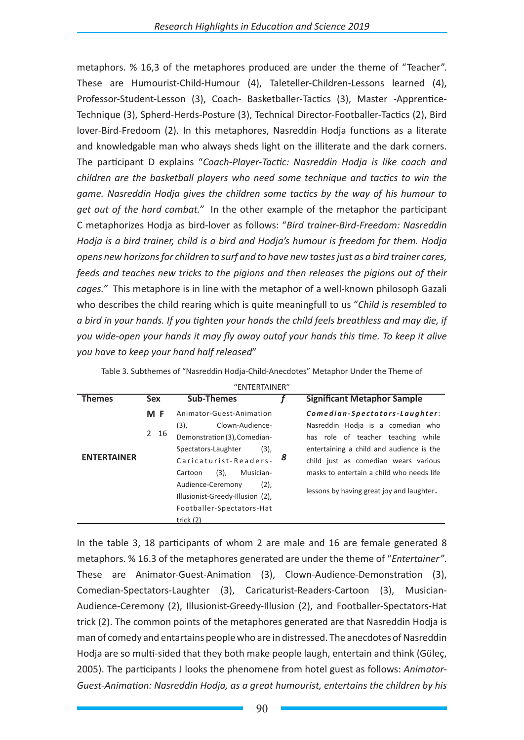metaphors. % 16,3 of the metaphores produced are under the theme of "Teacher". These are Humourist-Child-Humour (4), Taleteller-Children-Lessons learned (4), Professor-Student-Lesson (3), Coach- Basketballer-Tactics (3), Master -Apprentice-Technique (3), Spherd-Herds-Posture (3), Technical Director-Footballer-Tactics (2), Bird lover-Bird-Fredoom (2). In this metaphores, Nasreddin Hodja functions as a literate and knowledgable man who always sheds light on the illiterate and the dark corners. The participant D explains "*Coach-Player-Tactic: Nasreddin Hodja is like coach and children are the basketball players who need some technique and tactics to win the game. Nasreddin Hodja gives the children some tactics by the way of his humour to get out of the hard combat."* In the other example of the metaphor the participant C metaphorizes Hodja as bird-lover as follows: "*Bird trainer-Bird-Freedom: Nasreddin Hodja is a bird trainer, child is a bird and Hodja's humour is freedom for them. Hodja opens new horizons for children to surf and to have new tastes just as a bird trainer cares, feeds and teaches new tricks to the pigions and then releases the pigions out of their cages."* This metaphore is in line with the metaphor of a well-known philosoph Gazali who describes the child rearing which is quite meaningfull to us "*Child is resembled to a bird in your hands. If you tighten your hands the child feels breathless and may die, if you wide-open your hands it may fly away outof your hands this time. To keep it alive you have to keep your hand half released*"

Table 3. Subthemes of "Nasreddin Hodja-Child-Anecdotes" Metaphor Under the Theme of "ENTERTAINER"

| Themes | Sex | Sub-Themes | *f* | Significant Metaphor Sample |
|---|---|---|---|---|
| **ENTERTAINER** | **M F**<br>2 16 | Animator-Guest-Animation (3), Clown-Audience-Demonstration (3), Comedian-Spectators-Laughter (3), Caricaturist-Readers-Cartoon (3), Musician-Audience-Ceremony (2), Illusionist-Greedy-Illusion (2), Footballer-Spectators-Hat trick (2) | *8* | ***Comedian-Spectators-Laughter***: Nasreddin Hodja is a comedian who has role of teacher teaching while entertaining a child and audience is the child just as comedian wears various masks to entertain a child who needs life lessons by having great joy and laughter**.** |

In the table 3, 18 participants of whom 2 are male and 16 are female generated 8 metaphors. % 16.3 of the metaphores generated are under the theme of "*Entertainer"*. These are Animator-Guest-Animation (3), Clown-Audience-Demonstration (3), Comedian-Spectators-Laughter (3), Caricaturist-Readers-Cartoon (3), Musician-Audience-Ceremony (2), Illusionist-Greedy-Illusion (2), and Footballer-Spectators-Hat trick (2). The common points of the metaphores generated are that Nasreddin Hodja is man of comedy and entartains people who are in distressed. The anecdotes of Nasreddin Hodja are so multi-sided that they both make people laugh, entertain and think (Güleç, 2005). The participants J looks the phenomene from hotel guest as follows: *Animator-Guest-Animation: Nasreddin Hodja, as a great humourist, entertains the children by his*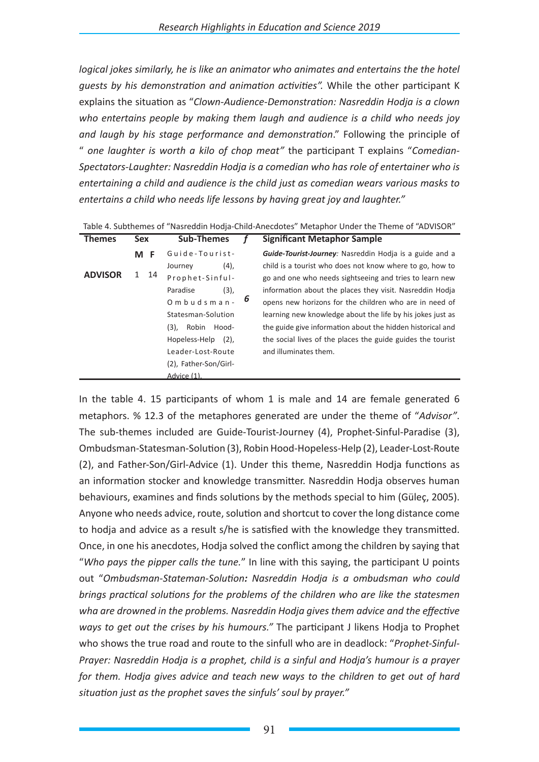*logical jokes similarly, he is like an animator who animates and entertains the the hotel guests by his demonstration and animation activities".* While the other participant K explains the situation as "*Clown-Audience-Demonstration: Nasreddin Hodja is a clown who entertains people by making them laugh and audience is a child who needs joy and laugh by his stage performance and demonstration*." Following the principle of " *one laughter is worth a kilo of chop meat"* the participant T explains "*Comedian-Spectators-Laughter: Nasreddin Hodja is a comedian who has role of entertainer who is entertaining a child and audience is the child just as comedian wears various masks to entertains a child who needs life lessons by having great joy and laughter."*

Table 4. Subthemes of "Nasreddin Hodja-Child-Anecdotes" Metaphor Under the Theme of "ADVISOR"

| Themes | Sex | | Sub-Themes | *f* | Significant Metaphor Sample |
|---|---|---|---|---|---|
| | M | F | | | |
| ADVISOR | 1 | 14 | Guide-Tourist-Journey (4), Prophet-Sinful-Paradise (3), Ombudsman-Statesman-Solution (3), Robin Hood-Hopeless-Help (2), Leader-Lost-Route (2), Father-Son/Girl-Advice (1). | *6* | ***Guide-Tourist-Journey****:* Nasreddin Hodja is a guide and a child is a tourist who does not know where to go, how to go and one who needs sightseeing and tries to learn new information about the places they visit. Nasreddin Hodja opens new horizons for the children who are in need of learning new knowledge about the life by his jokes just as the guide give information about the hidden historical and the social lives of the places the guide guides the tourist and illuminates them. |

In the table 4. 15 participants of whom 1 is male and 14 are female generated 6 metaphors. % 12.3 of the metaphores generated are under the theme of "*Advisor"*. The sub-themes included are Guide-Tourist-Journey (4), Prophet-Sinful-Paradise (3), Ombudsman-Statesman-Solution (3), Robin Hood-Hopeless-Help (2), Leader-Lost-Route (2), and Father-Son/Girl-Advice (1). Under this theme, Nasreddin Hodja functions as an information stocker and knowledge transmitter. Nasreddin Hodja observes human behaviours, examines and finds solutions by the methods special to him (Güleç, 2005). Anyone who needs advice, route, solution and shortcut to cover the long distance come to hodja and advice as a result s/he is satisfied with the knowledge they transmitted. Once, in one his anecdotes, Hodja solved the conflict among the children by saying that "*Who pays the pipper calls the tune.*" In line with this saying, the participant U points out "*Ombudsman-Stateman-Solution***:** *Nasreddin Hodja is a ombudsman who could brings practical solutions for the problems of the children who are like the statesmen wha are drowned in the problems. Nasreddin Hodja gives them advice and the effective ways to get out the crises by his humours."* The participant J likens Hodja to Prophet who shows the true road and route to the sinfull who are in deadlock: "*Prophet-Sinful-Prayer: Nasreddin Hodja is a prophet, child is a sinful and Hodja's humour is a prayer for them. Hodja gives advice and teach new ways to the children to get out of hard situation just as the prophet saves the sinfuls' soul by prayer."*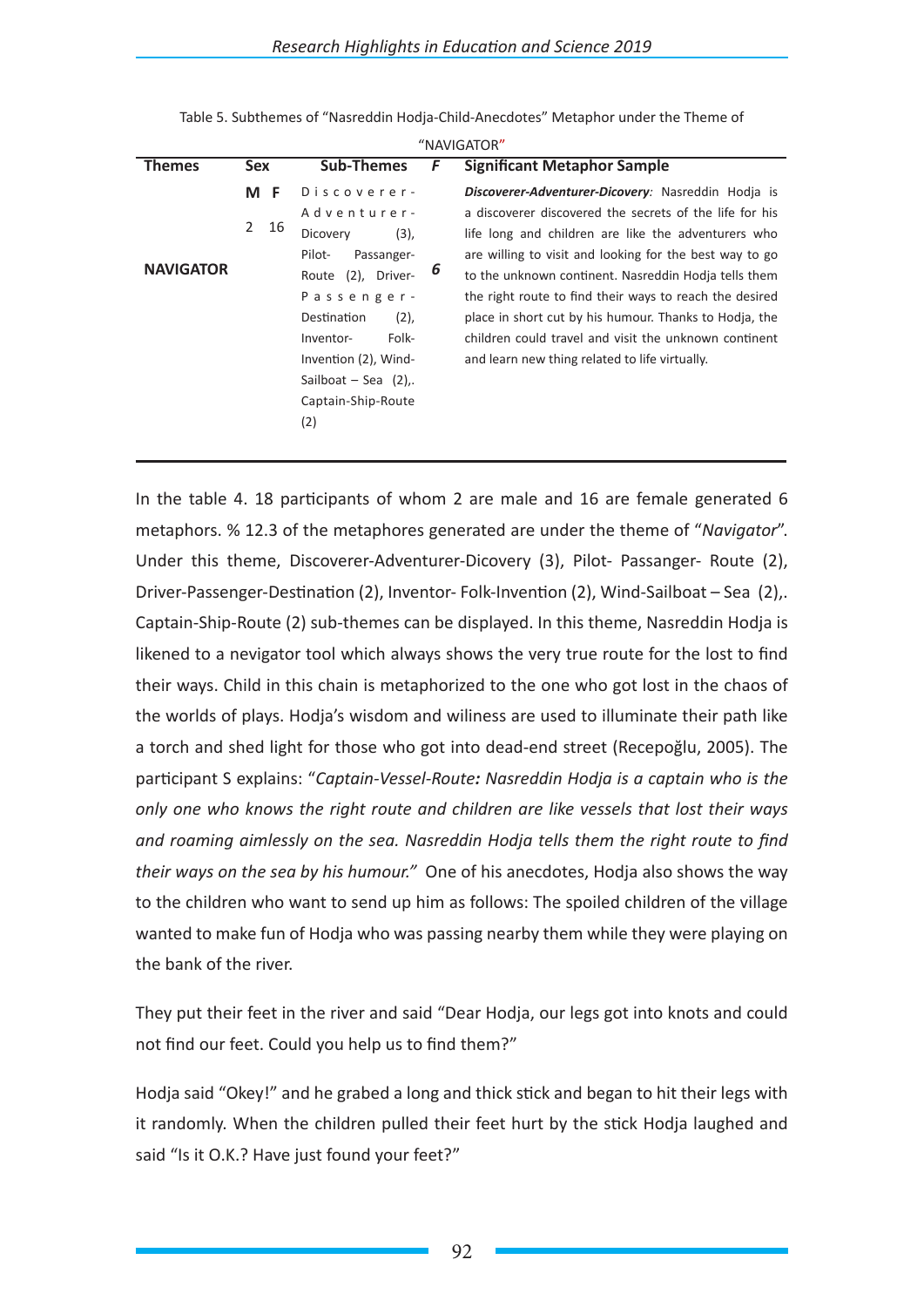Table 5. Subthemes of "Nasreddin Hodja-Child-Anecdotes" Metaphor under the Theme of "NAVIGATOR"

| Themes | Sex | | Sub-Themes | F | Significant Metaphor Sample |
|---|---|---|---|---|---|
| | M | F | | | |
| NAVIGATOR | 2 | 16 | Discoverer-Adventurer-Dicovery (3), Pilot- Passanger-Route (2), Driver-Passenger-Destination (2), Inventor- Folk-Invention (2), Wind-Sailboat – Sea (2),. Captain-Ship-Route (2) | *6* | ***Discoverer-Adventurer-Dicovery**:* Nasreddin Hodja is a discoverer discovered the secrets of the life for his life long and children are like the adventurers who are willing to visit and looking for the best way to go to the unknown continent. Nasreddin Hodja tells them the right route to find their ways to reach the desired place in short cut by his humour. Thanks to Hodja, the children could travel and visit the unknown continent and learn new thing related to life virtually. |

In the table 4. 18 participants of whom 2 are male and 16 are female generated 6 metaphors. % 12.3 of the metaphores generated are under the theme of "*Navigator*". Under this theme, Discoverer-Adventurer-Dicovery (3), Pilot- Passanger- Route (2), Driver-Passenger-Destination (2), Inventor- Folk-Invention (2), Wind-Sailboat – Sea (2),. Captain-Ship-Route (2) sub-themes can be displayed. In this theme, Nasreddin Hodja is likened to a nevigator tool which always shows the very true route for the lost to find their ways. Child in this chain is metaphorized to the one who got lost in the chaos of the worlds of plays. Hodja's wisdom and wiliness are used to illuminate their path like a torch and shed light for those who got into dead-end street (Recepoğlu, 2005). The participant S explains: "*Captain-Vessel-Route**:** Nasreddin Hodja is a captain who is the only one who knows the right route and children are like vessels that lost their ways and roaming aimlessly on the sea. Nasreddin Hodja tells them the right route to find their ways on the sea by his humour."* One of his anecdotes, Hodja also shows the way to the children who want to send up him as follows: The spoiled children of the village wanted to make fun of Hodja who was passing nearby them while they were playing on the bank of the river.

They put their feet in the river and said "Dear Hodja, our legs got into knots and could not find our feet. Could you help us to find them?"

Hodja said "Okey!" and he grabed a long and thick stick and began to hit their legs with it randomly. When the children pulled their feet hurt by the stick Hodja laughed and said "Is it O.K.? Have just found your feet?"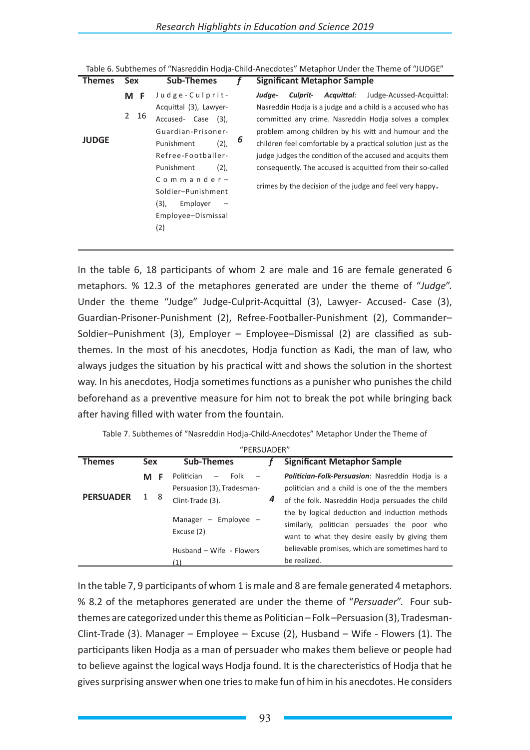Table 6. Subthemes of "Nasreddin Hodja-Child-Anecdotes" Metaphor Under the Theme of "JUDGE"

| Themes | Sex | | Sub-Themes | *f* | Significant Metaphor Sample |
|---|---|---|---|---|---|
| | M | F | | | |
| JUDGE | 2 | 16 | Judge-Culprit-Acquittal (3), Lawyer-Accused- Case (3), Guardian-Prisoner-Punishment (2), Refree-Footballer-Punishment (2), Commander–Soldier–Punishment (3), Employer – Employee–Dismissal (2) | *6* | ***Judge- Culprit- Acquittal***: Judge-Acussed-Acquittal: Nasreddin Hodja is a judge and a child is a accused who has committed any crime. Nasreddin Hodja solves a complex problem among children by his witt and humour and the children feel comfortable by a practical solution just as the judge judges the condition of the accused and acquits them consequently. The accused is acquitted from their so-called crimes by the decision of the judge and feel very happy**.** |

In the table 6, 18 participants of whom 2 are male and 16 are female generated 6 metaphors. % 12.3 of the metaphores generated are under the theme of "*Judge*". Under the theme "Judge" Judge-Culprit-Acquittal (3), Lawyer- Accused- Case (3), Guardian-Prisoner-Punishment (2), Refree-Footballer-Punishment (2), Commander–Soldier–Punishment (3), Employer – Employee–Dismissal (2) are classified as sub-themes. In the most of his anecdotes, Hodja function as Kadi, the man of law, who always judges the situation by his practical witt and shows the solution in the shortest way. In his anecdotes, Hodja sometimes functions as a punisher who punishes the child beforehand as a preventive measure for him not to break the pot while bringing back after having filled with water from the fountain.

Table 7. Subthemes of "Nasreddin Hodja-Child-Anecdotes" Metaphor Under the Theme of "PERSUADER"

| Themes | Sex | | Sub-Themes | *f* | Significant Metaphor Sample |
|---|---|---|---|---|---|
| | M | F | | | |
| PERSUADER | 1 | 8 | Politician – Folk – Persuasion (3), Tradesman-Clint-Trade (3). Manager – Employee – Excuse (2) Husband – Wife - Flowers (1) | *4* | ***Politician-Folk-Persuasion***: Nasreddin Hodja is a politician and a child is one of the the members of the folk. Nasreddin Hodja persuades the child the by logical deduction and induction methods similarly, politician persuades the poor who want to what they desire easily by giving them believable promises, which are sometimes hard to be realized. |

In the table 7, 9 participants of whom 1 is male and 8 are female generated 4 metaphors. % 8.2 of the metaphores generated are under the theme of "*Persuader*". Four sub-themes are categorized under this theme as Politician – Folk –Persuasion (3), Tradesman-Clint-Trade (3). Manager – Employee – Excuse (2), Husband – Wife - Flowers (1). The participants liken Hodja as a man of persuader who makes them believe or people had to believe against the logical ways Hodja found. It is the charecteristics of Hodja that he gives surprising answer when one tries to make fun of him in his anecdotes. He considers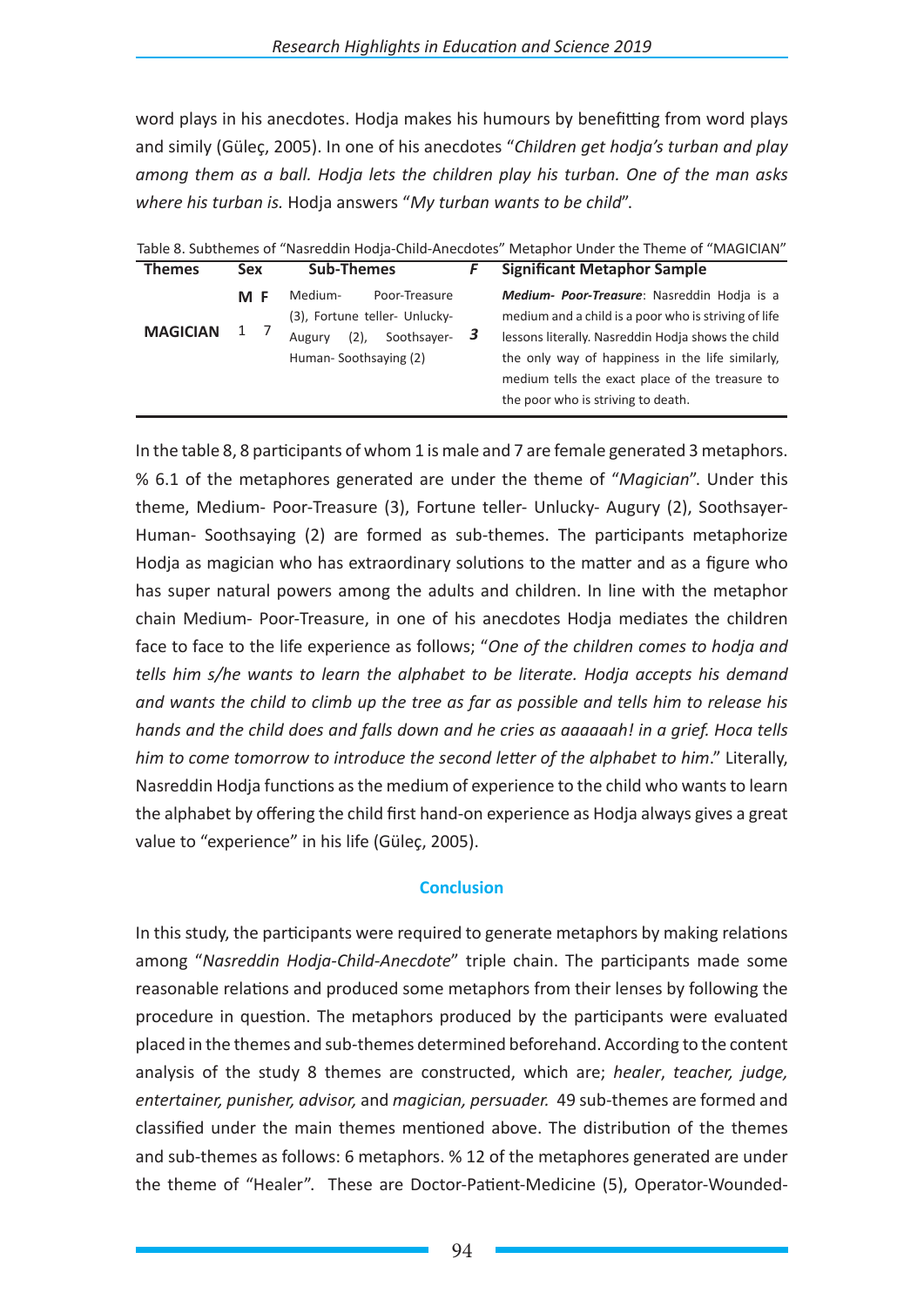word plays in his anecdotes. Hodja makes his humours by benefitting from word plays and simily (Güleç, 2005). In one of his anecdotes "*Children get hodja's turban and play among them as a ball. Hodja lets the children play his turban. One of the man asks where his turban is.* Hodja answers "*My turban wants to be child*".

Table 8. Subthemes of "Nasreddin Hodja-Child-Anecdotes" Metaphor Under the Theme of "MAGICIAN"

| Themes | Sex | | Sub-Themes | F | Significant Metaphor Sample |
|---|---|---|---|---|---|
| | M | F | | | |
| **MAGICIAN** | 1 | 7 | Medium- Poor-Treasure (3), Fortune teller- Unlucky-Augury (2), Soothsayer-Human- Soothsaying (2) | ***3*** | ***Medium- Poor-Treasure***: Nasreddin Hodja is a medium and a child is a poor who is striving of life lessons literally. Nasreddin Hodja shows the child the only way of happiness in the life similarly, medium tells the exact place of the treasure to the poor who is striving to death. |

In the table 8, 8 participants of whom 1 is male and 7 are female generated 3 metaphors. % 6.1 of the metaphores generated are under the theme of "*Magician*". Under this theme, Medium- Poor-Treasure (3), Fortune teller- Unlucky- Augury (2), Soothsayer-Human- Soothsaying (2) are formed as sub-themes. The participants metaphorize Hodja as magician who has extraordinary solutions to the matter and as a figure who has super natural powers among the adults and children. In line with the metaphor chain Medium- Poor-Treasure, in one of his anecdotes Hodja mediates the children face to face to the life experience as follows; "*One of the children comes to hodja and tells him s/he wants to learn the alphabet to be literate. Hodja accepts his demand and wants the child to climb up the tree as far as possible and tells him to release his hands and the child does and falls down and he cries as aaaaaah! in a grief. Hoca tells him to come tomorrow to introduce the second letter of the alphabet to him*." Literally, Nasreddin Hodja functions as the medium of experience to the child who wants to learn the alphabet by offering the child first hand-on experience as Hodja always gives a great value to "experience" in his life (Güleç, 2005).

## Conclusion

In this study, the participants were required to generate metaphors by making relations among "*Nasreddin Hodja-Child-Anecdote*" triple chain. The participants made some reasonable relations and produced some metaphors from their lenses by following the procedure in question. The metaphors produced by the participants were evaluated placed in the themes and sub-themes determined beforehand. According to the content analysis of the study 8 themes are constructed, which are; *healer*, *teacher, judge, entertainer, punisher, advisor,* and *magician, persuader.* 49 sub-themes are formed and classified under the main themes mentioned above. The distribution of the themes and sub-themes as follows: 6 metaphors. % 12 of the metaphores generated are under the theme of "Healer". These are Doctor-Patient-Medicine (5), Operator-Wounded-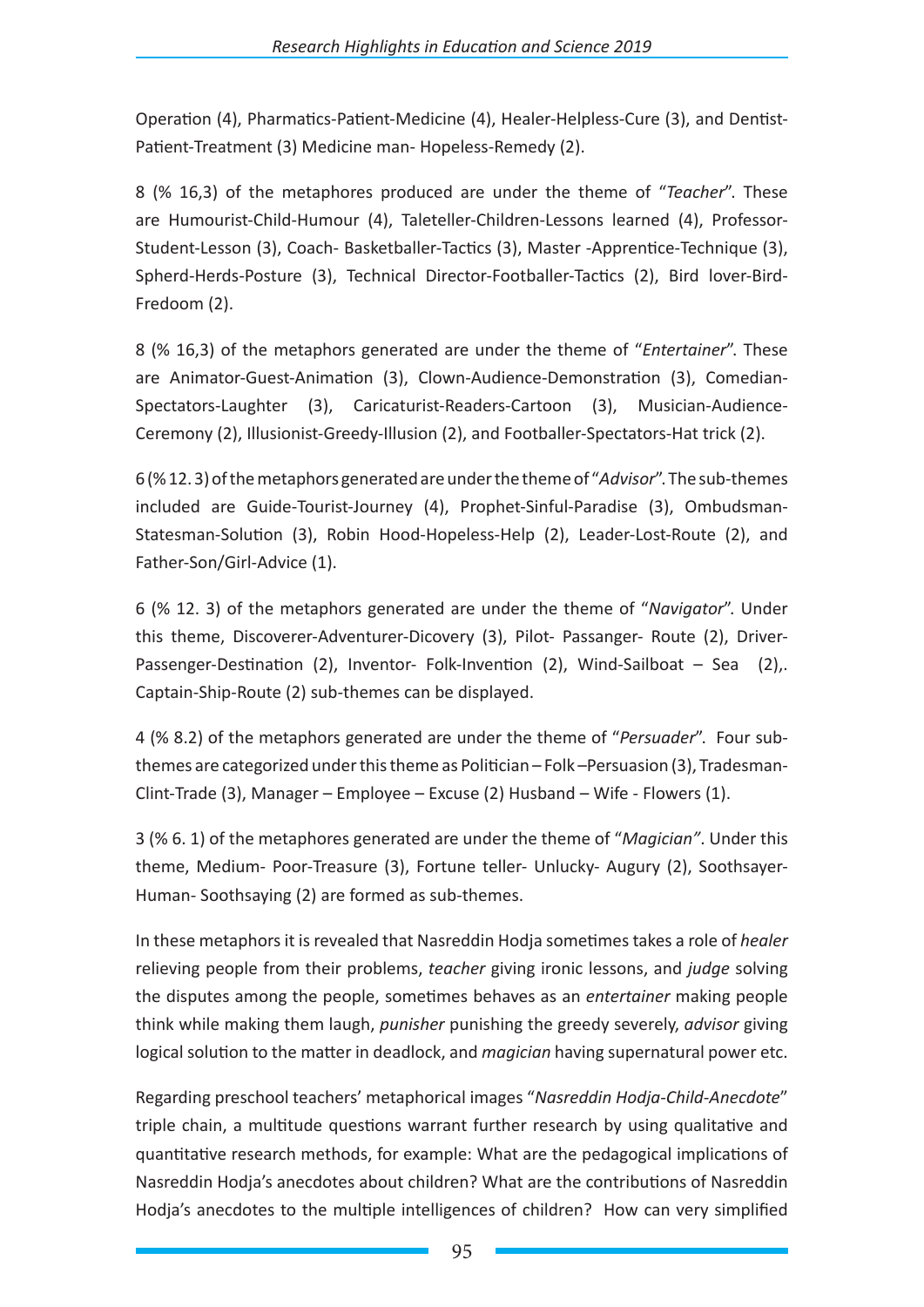Operation (4), Pharmatics-Patient-Medicine (4), Healer-Helpless-Cure (3), and Dentist-Patient-Treatment (3) Medicine man- Hopeless-Remedy (2).

8 (% 16,3) of the metaphores produced are under the theme of "*Teacher*". These are Humourist-Child-Humour (4), Taleteller-Children-Lessons learned (4), Professor-Student-Lesson (3), Coach- Basketballer-Tactics (3), Master -Apprentice-Technique (3), Spherd-Herds-Posture (3), Technical Director-Footballer-Tactics (2), Bird lover-Bird-Fredoom (2).

8 (% 16,3) of the metaphors generated are under the theme of "*Entertainer*". These are Animator-Guest-Animation (3), Clown-Audience-Demonstration (3), Comedian-Spectators-Laughter (3), Caricaturist-Readers-Cartoon (3), Musician-Audience-Ceremony (2), Illusionist-Greedy-Illusion (2), and Footballer-Spectators-Hat trick (2).

6 (% 12. 3) of the metaphors generated are under the theme of "*Advisor*". The sub-themes included are Guide-Tourist-Journey (4), Prophet-Sinful-Paradise (3), Ombudsman-Statesman-Solution (3), Robin Hood-Hopeless-Help (2), Leader-Lost-Route (2), and Father-Son/Girl-Advice (1).

6 (% 12. 3) of the metaphors generated are under the theme of "*Navigator*". Under this theme, Discoverer-Adventurer-Dicovery (3), Pilot- Passanger- Route (2), Driver-Passenger-Destination (2), Inventor- Folk-Invention (2), Wind-Sailboat – Sea (2),. Captain-Ship-Route (2) sub-themes can be displayed.

4 (% 8.2) of the metaphors generated are under the theme of "*Persuader*". Four sub-themes are categorized under this theme as Politician – Folk –Persuasion (3), Tradesman-Clint-Trade (3), Manager – Employee – Excuse (2) Husband – Wife - Flowers (1).

3 (% 6. 1) of the metaphores generated are under the theme of "*Magician*". Under this theme, Medium- Poor-Treasure (3), Fortune teller- Unlucky- Augury (2), Soothsayer-Human- Soothsaying (2) are formed as sub-themes.

In these metaphors it is revealed that Nasreddin Hodja sometimes takes a role of *healer* relieving people from their problems, *teacher* giving ironic lessons, and *judge* solving the disputes among the people, sometimes behaves as an *entertainer* making people think while making them laugh, *punisher* punishing the greedy severely, *advisor* giving logical solution to the matter in deadlock, and *magician* having supernatural power etc.

Regarding preschool teachers' metaphorical images "*Nasreddin Hodja-Child-Anecdote*" triple chain, a multitude questions warrant further research by using qualitative and quantitative research methods, for example: What are the pedagogical implications of Nasreddin Hodja's anecdotes about children? What are the contributions of Nasreddin Hodja's anecdotes to the multiple intelligences of children? How can very simplified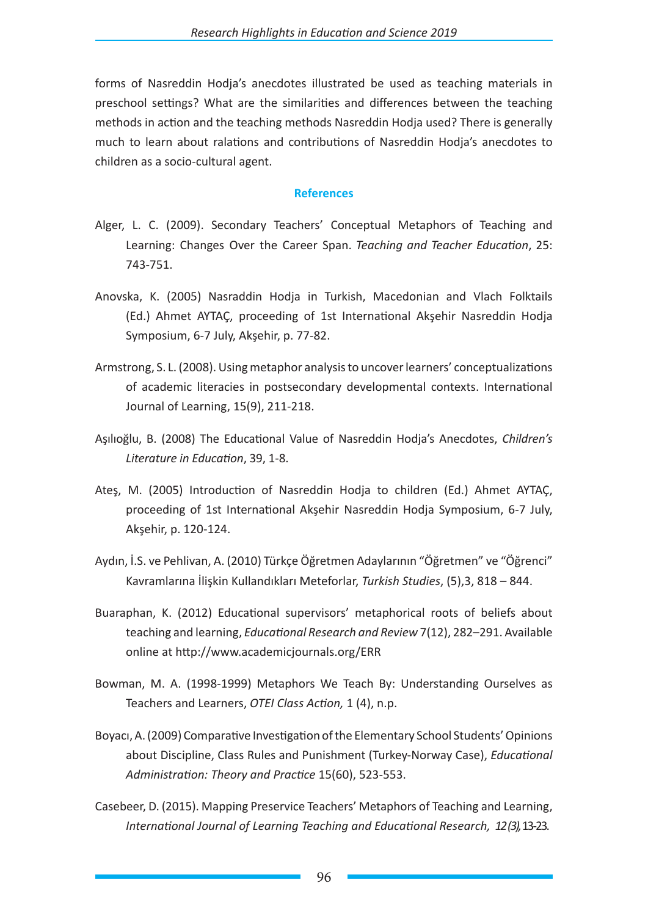forms of Nasreddin Hodja's anecdotes illustrated be used as teaching materials in preschool settings? What are the similarities and differences between the teaching methods in action and the teaching methods Nasreddin Hodja used? There is generally much to learn about ralations and contributions of Nasreddin Hodja's anecdotes to children as a socio-cultural agent.

## References

Alger, L. C. (2009). Secondary Teachers' Conceptual Metaphors of Teaching and Learning: Changes Over the Career Span. *Teaching and Teacher Education*, 25: 743-751.

Anovska, K. (2005) Nasraddin Hodja in Turkish, Macedonian and Vlach Folktails (Ed.) Ahmet AYTAÇ, proceeding of 1st International Akşehir Nasreddin Hodja Symposium, 6-7 July, Akşehir, p. 77-82.

Armstrong, S. L. (2008). Using metaphor analysis to uncover learners' conceptualizations of academic literacies in postsecondary developmental contexts. International Journal of Learning, 15(9), 211-218.

Aşılıoğlu, B. (2008) The Educational Value of Nasreddin Hodja's Anecdotes, *Children's Literature in Education*, 39, 1-8.

Ateş, M. (2005) Introduction of Nasreddin Hodja to children (Ed.) Ahmet AYTAÇ, proceeding of 1st International Akşehir Nasreddin Hodja Symposium, 6-7 July, Akşehir, p. 120-124.

Aydın, İ.S. ve Pehlivan, A. (2010) Türkçe Öğretmen Adaylarının "Öğretmen" ve "Öğrenci" Kavramlarına İlişkin Kullandıkları Meteforlar, *Turkish Studies*, (5),3, 818 – 844.

Buaraphan, K. (2012) Educational supervisors' metaphorical roots of beliefs about teaching and learning, *Educational Research and Review* 7(12), 282–291. Available online at http://www.academicjournals.org/ERR

Bowman, M. A. (1998-1999) Metaphors We Teach By: Understanding Ourselves as Teachers and Learners, *OTEI Class Action,* 1 (4), n.p.

Boyacı, A. (2009) Comparative Investigation of the Elementary School Students' Opinions about Discipline, Class Rules and Punishment (Turkey-Norway Case), *Educational Administration: Theory and Practice* 15(60), 523-553.

Casebeer, D. (2015). Mapping Preservice Teachers' Metaphors of Teaching and Learning, *International Journal of Learning Teaching and Educational Research, 12(3),* 13-23.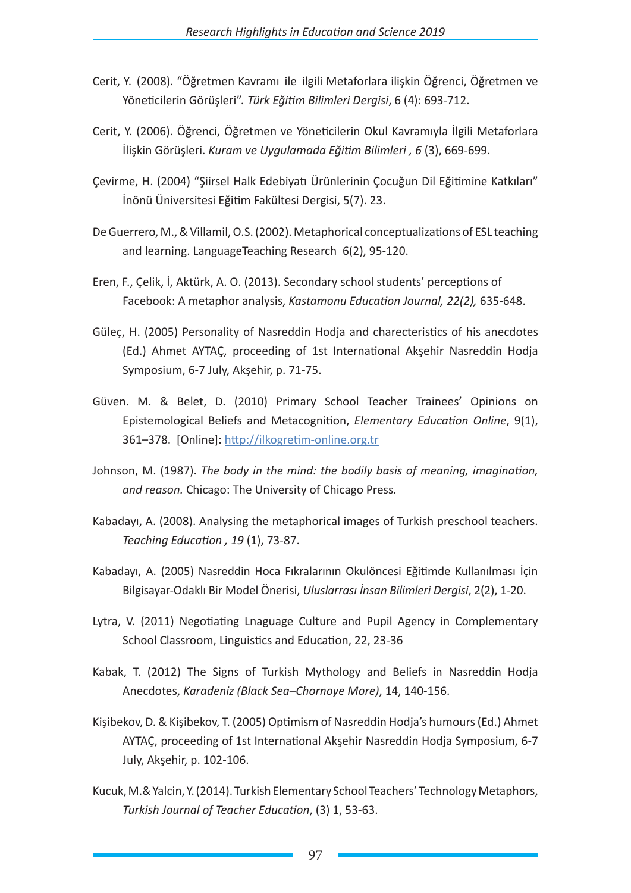Cerit, Y. (2008). “Öğretmen Kavramı ile ilgili Metaforlara ilişkin Öğrenci, Öğretmen ve Yöneticilerin Görüşleri”. *Türk Eğitim Bilimleri Dergisi*, 6 (4): 693-712.

Cerit, Y. (2006). Öğrenci, Öğretmen ve Yöneticilerin Okul Kavramıyla İlgili Metaforlara İlişkin Görüşleri. *Kuram ve Uygulamada Eğitim Bilimleri , 6* (3), 669-699.

Çevirme, H. (2004) “Şiirsel Halk Edebiyatı Ürünlerinin Çocuğun Dil Eğitimine Katkıları” İnönü Üniversitesi Eğitim Fakültesi Dergisi, 5(7). 23.

De Guerrero, M., & Villamil, O.S. (2002). Metaphorical conceptualizations of ESL teaching and learning. LanguageTeaching Research 6(2), 95-120.

Eren, F., Çelik, İ, Aktürk, A. O. (2013). Secondary school students’ perceptions of Facebook: A metaphor analysis, *Kastamonu Education Journal, 22(2),* 635-648.

Güleç, H. (2005) Personality of Nasreddin Hodja and charecteristics of his anecdotes (Ed.) Ahmet AYTAÇ, proceeding of 1st International Akşehir Nasreddin Hodja Symposium, 6-7 July, Akşehir, p. 71-75.

Güven. M. & Belet, D. (2010) Primary School Teacher Trainees’ Opinions on Epistemological Beliefs and Metacognition, *Elementary Education Online*, 9(1), 361–378. [Online]: http://ilkogretim-online.org.tr

Johnson, M. (1987). *The body in the mind: the bodily basis of meaning, imagination, and reason.* Chicago: The University of Chicago Press.

Kabadayı, A. (2008). Analysing the metaphorical images of Turkish preschool teachers. *Teaching Education , 19* (1), 73-87.

Kabadayı, A. (2005) Nasreddin Hoca Fıkralarının Okulöncesi Eğitimde Kullanılması İçin Bilgisayar-Odaklı Bir Model Önerisi, *Uluslararası İnsan Bilimleri Dergisi*, 2(2), 1-20.

Lytra, V. (2011) Negotiating Lnaguage Culture and Pupil Agency in Complementary School Classroom, Linguistics and Education, 22, 23-36

Kabak, T. (2012) The Signs of Turkish Mythology and Beliefs in Nasreddin Hodja Anecdotes, *Karadeniz (Black Sea–Chornoye More)*, 14, 140-156.

Kişibekov, D. & Kişibekov, T. (2005) Optimism of Nasreddin Hodja’s humours (Ed.) Ahmet AYTAÇ, proceeding of 1st International Akşehir Nasreddin Hodja Symposium, 6-7 July, Akşehir, p. 102-106.

Kucuk, M.& Yalcin, Y. (2014). Turkish Elementary School Teachers’ Technology Metaphors, *Turkish Journal of Teacher Education*, (3) 1, 53-63.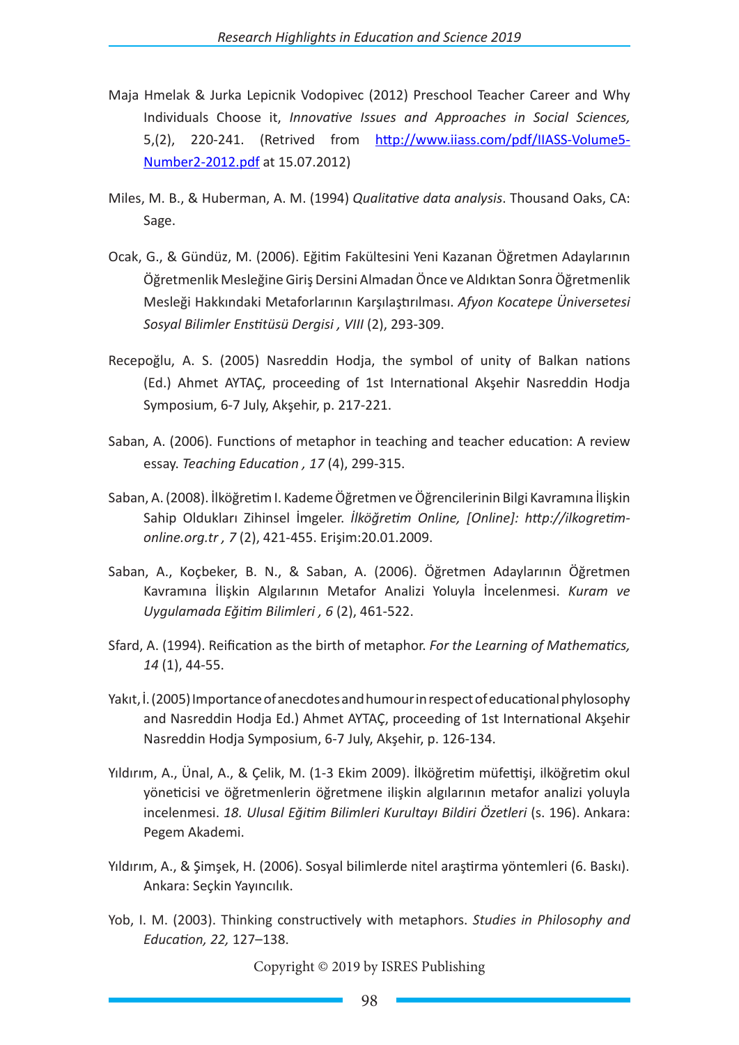Maja Hmelak & Jurka Lepicnik Vodopivec (2012) Preschool Teacher Career and Why Individuals Choose it, *Innovative Issues and Approaches in Social Sciences,* 5,(2), 220-241. (Retrived from [http://www.iiass.com/pdf/IIASS-Volume5-Number2-2012.pdf](http://www.iiass.com/pdf/IIASS-Volume5-Number2-2012.pdf) at 15.07.2012)

Miles, M. B., & Huberman, A. M. (1994) *Qualitative data analysis*. Thousand Oaks, CA: Sage.

Ocak, G., & Gündüz, M. (2006). Eğitim Fakültesini Yeni Kazanan Öğretmen Adaylarının Öğretmenlik Mesleğine Giriş Dersini Almadan Önce ve Aldıktan Sonra Öğretmenlik Mesleği Hakkındaki Metaforlarının Karşılaştırılması. *Afyon Kocatepe Üniversetesi Sosyal Bilimler Enstitüsü Dergisi , VIII* (2), 293-309.

Recepoğlu, A. S. (2005) Nasreddin Hodja, the symbol of unity of Balkan nations (Ed.) Ahmet AYTAÇ, proceeding of 1st International Akşehir Nasreddin Hodja Symposium, 6-7 July, Akşehir, p. 217-221.

Saban, A. (2006). Functions of metaphor in teaching and teacher education: A review essay. *Teaching Education , 17* (4), 299-315.

Saban, A. (2008). İlköğretim I. Kademe Öğretmen ve Öğrencilerinin Bilgi Kavramına İlişkin Sahip Oldukları Zihinsel İmgeler. *İlköğretim Online, [Online]: http://ilkogretim-online.org.tr , 7* (2), 421-455. Erişim:20.01.2009.

Saban, A., Koçbeker, B. N., & Saban, A. (2006). Öğretmen Adaylarının Öğretmen Kavramına İlişkin Algılarının Metafor Analizi Yoluyla İncelenmesi. *Kuram ve Uygulamada Eğitim Bilimleri , 6* (2), 461-522.

Sfard, A. (1994). Reification as the birth of metaphor. *For the Learning of Mathematics, 14* (1), 44-55.

Yakıt, İ. (2005) Importance of anecdotes and humour in respect of educational phylosophy and Nasreddin Hodja Ed.) Ahmet AYTAÇ, proceeding of 1st International Akşehir Nasreddin Hodja Symposium, 6-7 July, Akşehir, p. 126-134.

Yıldırım, A., Ünal, A., & Çelik, M. (1-3 Ekim 2009). İlköğretim müfettişi, ilköğretim okul yöneticisi ve öğretmenlerin öğretmene ilişkin algılarının metafor analizi yoluyla incelenmesi. *18. Ulusal Eğitim Bilimleri Kurultayı Bildiri Özetleri* (s. 196). Ankara: Pegem Akademi.

Yıldırım, A., & Şimşek, H. (2006). Sosyal bilimlerde nitel araştirma yöntemleri (6. Baskı). Ankara: Seçkin Yayıncılık.

Yob, I. M. (2003). Thinking constructively with metaphors. *Studies in Philosophy and Education, 22,* 127–138.

Copyright © 2019 by ISRES Publishing